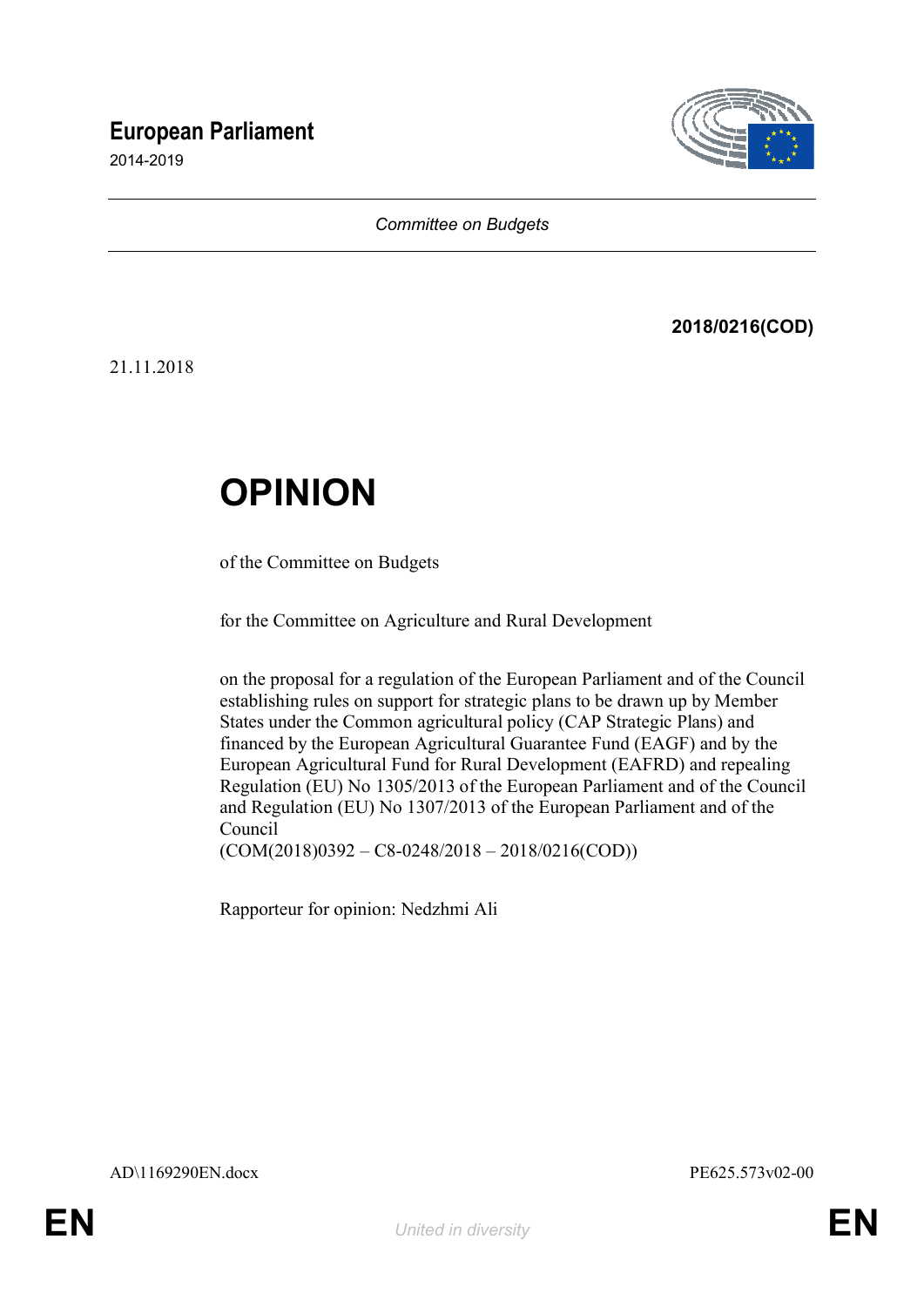**European Parliament**
2014-2019

*Committee on Budgets*

**2018/0216(COD)**

21.11.2018

# OPINION

of the Committee on Budgets

for the Committee on Agriculture and Rural Development

on the proposal for a regulation of the European Parliament and of the Council establishing rules on support for strategic plans to be drawn up by Member States under the Common agricultural policy (CAP Strategic Plans) and financed by the European Agricultural Guarantee Fund (EAGF) and by the European Agricultural Fund for Rural Development (EAFRD) and repealing Regulation (EU) No 1305/2013 of the European Parliament and of the Council and Regulation (EU) No 1307/2013 of the European Parliament and of the Council
(COM(2018)0392 – C8-0248/2018 – 2018/0216(COD))

Rapporteur for opinion: Nedzhmi Ali

AD\1169290EN.docx PE625.573v02-00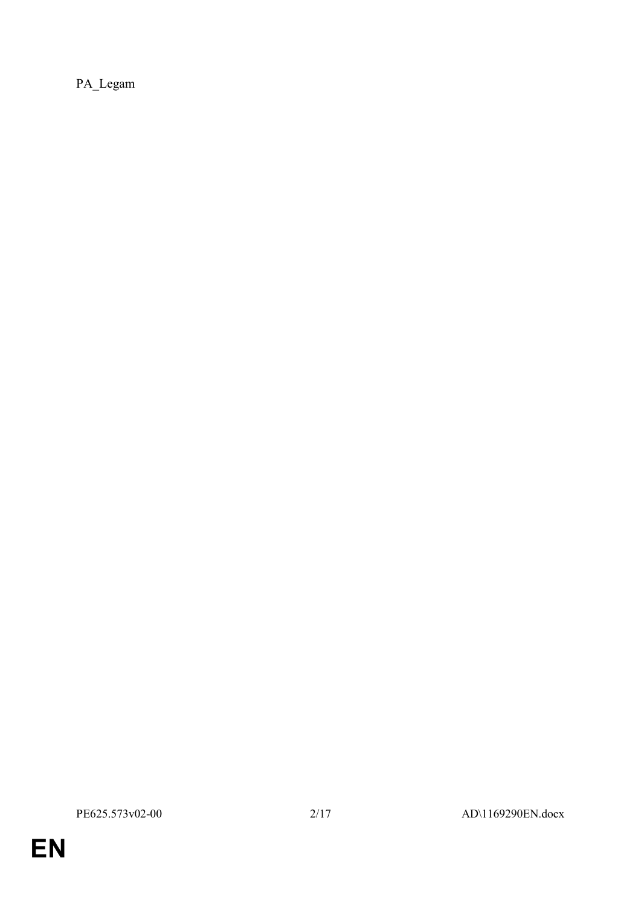PA_Legam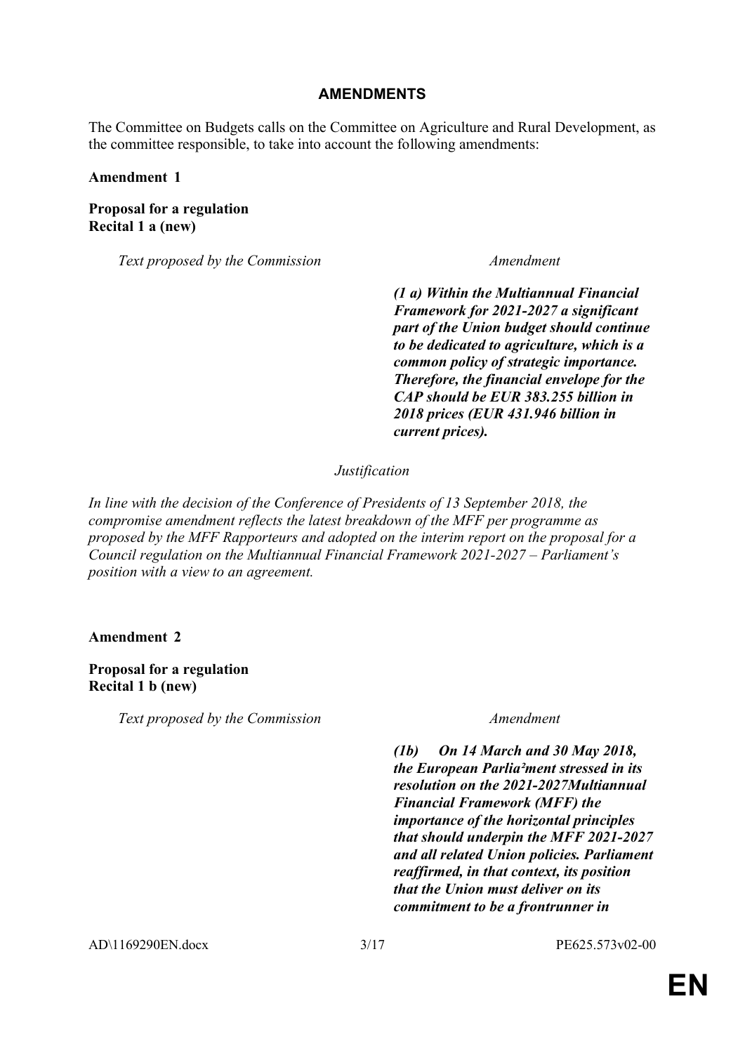## AMENDMENTS

The Committee on Budgets calls on the Committee on Agriculture and Rural Development, as the committee responsible, to take into account the following amendments:

**Amendment 1**

**Proposal for a regulation**
**Recital 1 a (new)**

| *Text proposed by the Commission* | *Amendment* |
|---|---|
| | ***(1 a) Within the Multiannual Financial Framework for 2021-2027 a significant part of the Union budget should continue to be dedicated to agriculture, which is a common policy of strategic importance. Therefore, the financial envelope for the CAP should be EUR 383.255 billion in 2018 prices (EUR 431.946 billion in current prices).*** |

*Justification*

*In line with the decision of the Conference of Presidents of 13 September 2018, the compromise amendment reflects the latest breakdown of the MFF per programme as proposed by the MFF Rapporteurs and adopted on the interim report on the proposal for a Council regulation on the Multiannual Financial Framework 2021-2027 – Parliament's position with a view to an agreement.*

**Amendment 2**

**Proposal for a regulation**
**Recital 1 b (new)**

| *Text proposed by the Commission* | *Amendment* |
|---|---|
| | ***(1b) On 14 March and 30 May 2018, the European Parlia²ment stressed in its resolution on the 2021-2027Multiannual Financial Framework (MFF) the importance of the horizontal principles that should underpin the MFF 2021-2027 and all related Union policies. Parliament reaffirmed, in that context, its position that the Union must deliver on its commitment to be a frontrunner in*** |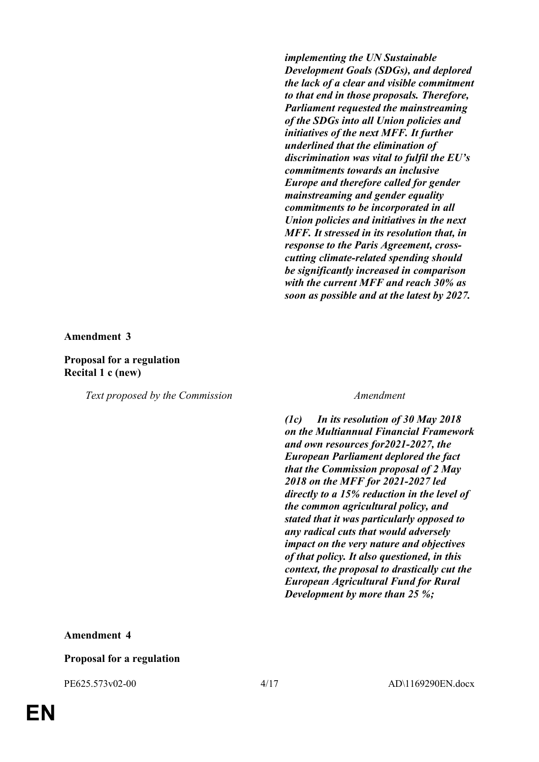| | |
|---|---|
| | ***implementing the UN Sustainable Development Goals (SDGs), and deplored the lack of a clear and visible commitment to that end in those proposals. Therefore, Parliament requested the mainstreaming of the SDGs into all Union policies and initiatives of the next MFF. It further underlined that the elimination of discrimination was vital to fulfil the EU's commitments towards an inclusive Europe and therefore called for gender mainstreaming and gender equality commitments to be incorporated in all Union policies and initiatives in the next MFF. It stressed in its resolution that, in response to the Paris Agreement, cross-cutting climate-related spending should be significantly increased in comparison with the current MFF and reach 30% as soon as possible and at the latest by 2027.*** |

**Amendment 3**

**Proposal for a regulation**
**Recital 1 c (new)**

| *Text proposed by the Commission* | *Amendment* |
|---|---|
| | ***(1c) In its resolution of 30 May 2018 on the Multiannual Financial Framework and own resources for2021-2027, the European Parliament deplored the fact that the Commission proposal of 2 May 2018 on the MFF for 2021-2027 led directly to a 15% reduction in the level of the common agricultural policy, and stated that it was particularly opposed to any radical cuts that would adversely impact on the very nature and objectives of that policy. It also questioned, in this context, the proposal to drastically cut the European Agricultural Fund for Rural Development by more than 25 %;*** |

**Amendment 4**

**Proposal for a regulation**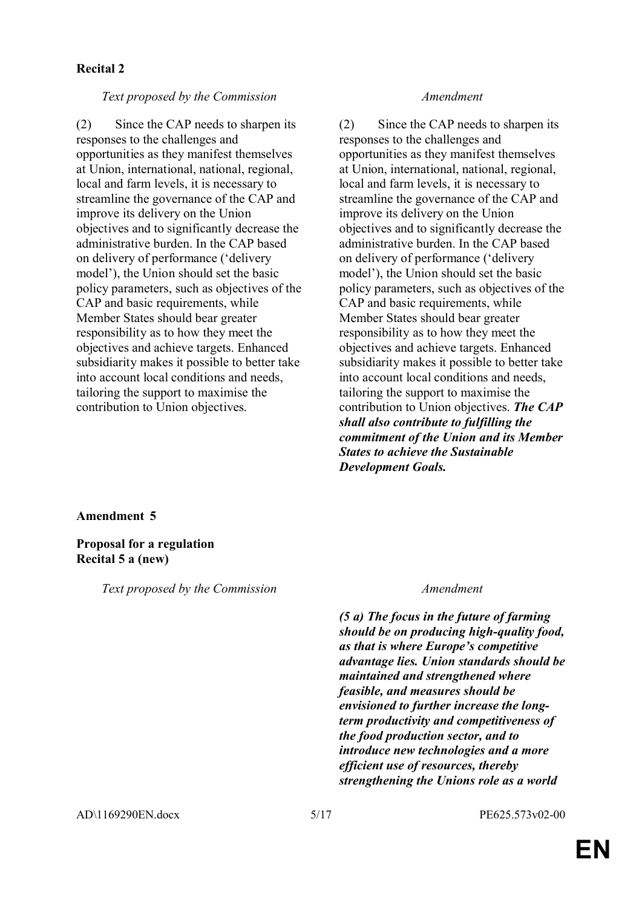**Recital 2**

| *Text proposed by the Commission* | *Amendment* |
| --- | --- |
| (2) Since the CAP needs to sharpen its responses to the challenges and opportunities as they manifest themselves at Union, international, national, regional, local and farm levels, it is necessary to streamline the governance of the CAP and improve its delivery on the Union objectives and to significantly decrease the administrative burden. In the CAP based on delivery of performance ('delivery model'), the Union should set the basic policy parameters, such as objectives of the CAP and basic requirements, while Member States should bear greater responsibility as to how they meet the objectives and achieve targets. Enhanced subsidiarity makes it possible to better take into account local conditions and needs, tailoring the support to maximise the contribution to Union objectives. | (2) Since the CAP needs to sharpen its responses to the challenges and opportunities as they manifest themselves at Union, international, national, regional, local and farm levels, it is necessary to streamline the governance of the CAP and improve its delivery on the Union objectives and to significantly decrease the administrative burden. In the CAP based on delivery of performance ('delivery model'), the Union should set the basic policy parameters, such as objectives of the CAP and basic requirements, while Member States should bear greater responsibility as to how they meet the objectives and achieve targets. Enhanced subsidiarity makes it possible to better take into account local conditions and needs, tailoring the support to maximise the contribution to Union objectives. ***The CAP shall also contribute to fulfilling the commitment of the Union and its Member States to achieve the Sustainable Development Goals.*** |

**Amendment 5**

**Proposal for a regulation**
**Recital 5 a (new)**

| *Text proposed by the Commission* | *Amendment* |
| --- | --- |
| | ***(5 a) The focus in the future of farming should be on producing high-quality food, as that is where Europe's competitive advantage lies. Union standards should be maintained and strengthened where feasible, and measures should be envisioned to further increase the long-term productivity and competitiveness of the food production sector, and to introduce new technologies and a more efficient use of resources, thereby strengthening the Unions role as a world*** |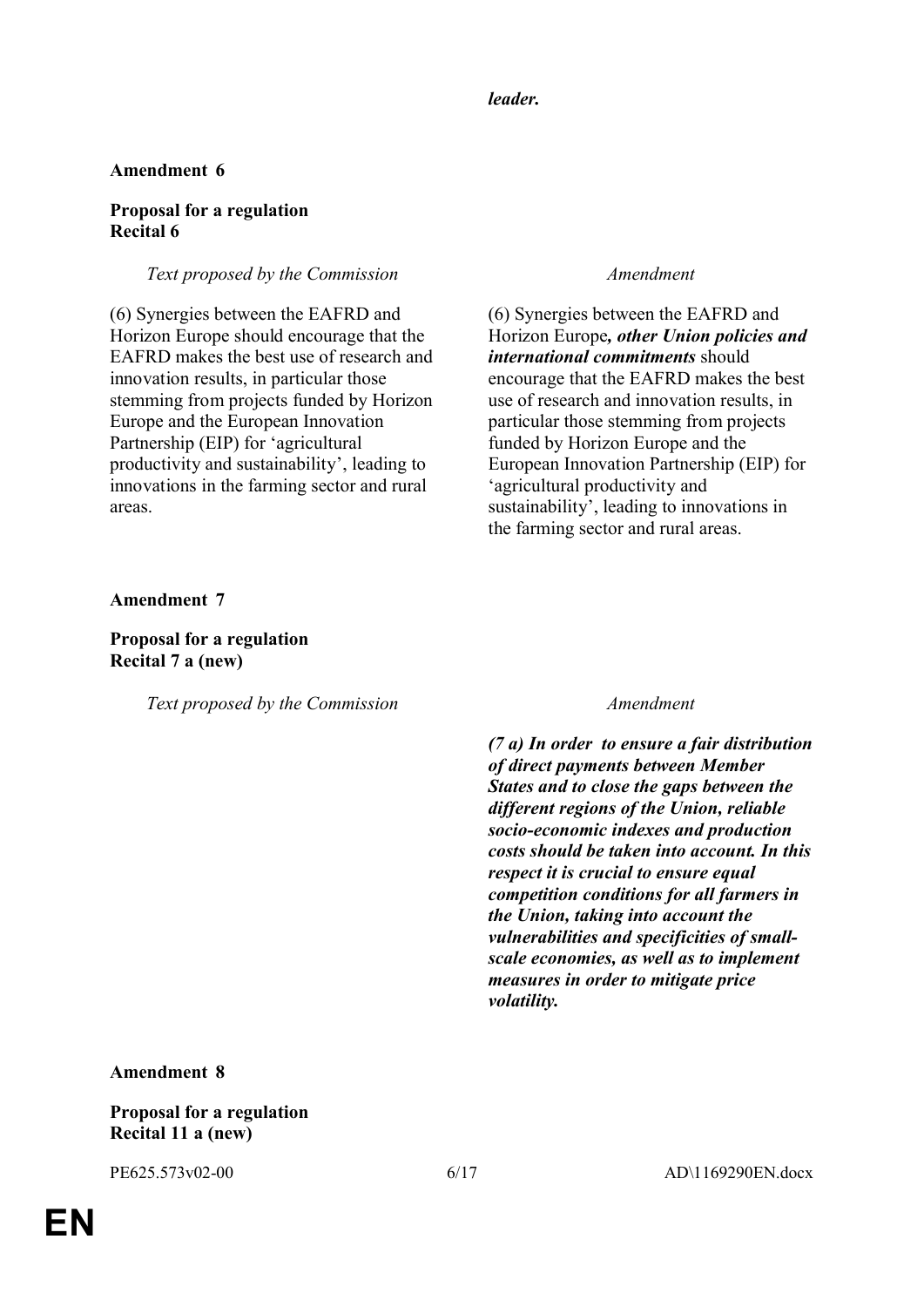***leader.***

**Amendment 6**

**Proposal for a regulation**
**Recital 6**

| *Text proposed by the Commission* | *Amendment* |
| --- | --- |
| (6) Synergies between the EAFRD and Horizon Europe should encourage that the EAFRD makes the best use of research and innovation results, in particular those stemming from projects funded by Horizon Europe and the European Innovation Partnership (EIP) for 'agricultural productivity and sustainability', leading to innovations in the farming sector and rural areas. | (6) Synergies between the EAFRD and Horizon Europe***, other Union policies and international commitments*** should encourage that the EAFRD makes the best use of research and innovation results, in particular those stemming from projects funded by Horizon Europe and the European Innovation Partnership (EIP) for 'agricultural productivity and sustainability', leading to innovations in the farming sector and rural areas. |

**Amendment 7**

**Proposal for a regulation**
**Recital 7 a (new)**

| *Text proposed by the Commission* | *Amendment* |
| --- | --- |
| | ***(7 a) In order to ensure a fair distribution of direct payments between Member States and to close the gaps between the different regions of the Union, reliable socio-economic indexes and production costs should be taken into account. In this respect it is crucial to ensure equal competition conditions for all farmers in the Union, taking into account the vulnerabilities and specificities of small-scale economies, as well as to implement measures in order to mitigate price volatility.*** |

**Amendment 8**

**Proposal for a regulation**
**Recital 11 a (new)**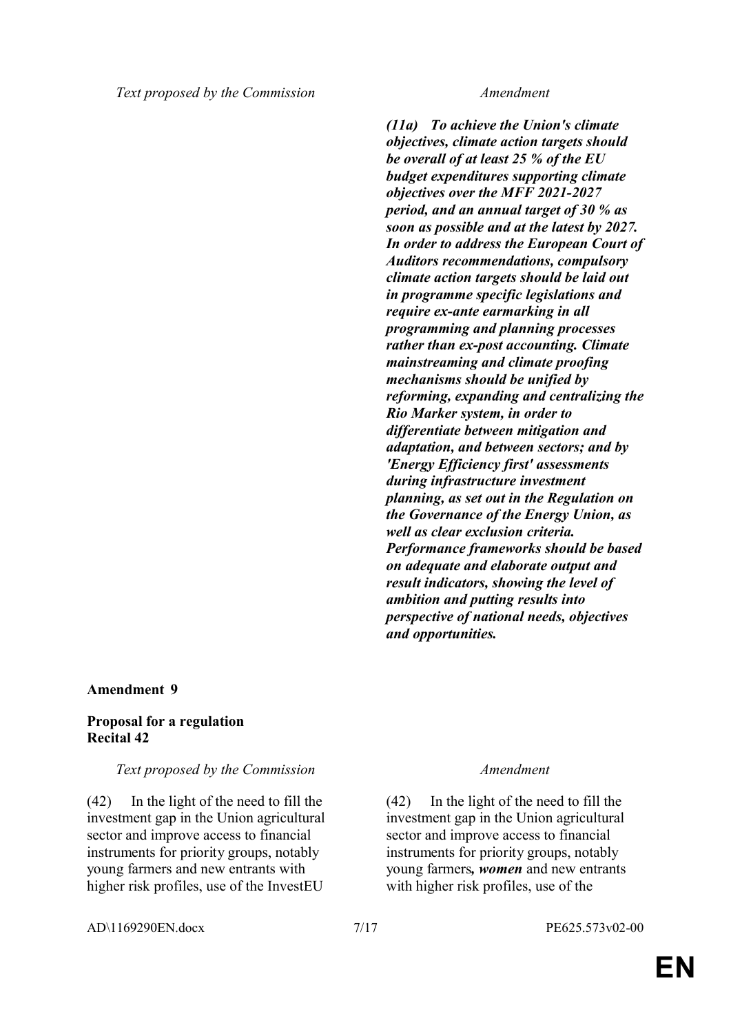| Text proposed by the Commission | Amendment |
|---|---|
| | ***(11a) To achieve the Union's climate objectives, climate action targets should be overall of at least 25 % of the EU budget expenditures supporting climate objectives over the MFF 2021-2027 period, and an annual target of 30 % as soon as possible and at the latest by 2027. In order to address the European Court of Auditors recommendations, compulsory climate action targets should be laid out in programme specific legislations and require ex-ante earmarking in all programming and planning processes rather than ex-post accounting. Climate mainstreaming and climate proofing mechanisms should be unified by reforming, expanding and centralizing the Rio Marker system, in order to differentiate between mitigation and adaptation, and between sectors; and by 'Energy Efficiency first' assessments during infrastructure investment planning, as set out in the Regulation on the Governance of the Energy Union, as well as clear exclusion criteria. Performance frameworks should be based on adequate and elaborate output and result indicators, showing the level of ambition and putting results into perspective of national needs, objectives and opportunities.*** |

**Amendment 9**

**Proposal for a regulation**
**Recital 42**

| Text proposed by the Commission | Amendment |
|---|---|
| (42) In the light of the need to fill the investment gap in the Union agricultural sector and improve access to financial instruments for priority groups, notably young farmers and new entrants with higher risk profiles, use of the InvestEU | (42) In the light of the need to fill the investment gap in the Union agricultural sector and improve access to financial instruments for priority groups, notably young farmers***, women*** and new entrants with higher risk profiles, use of the |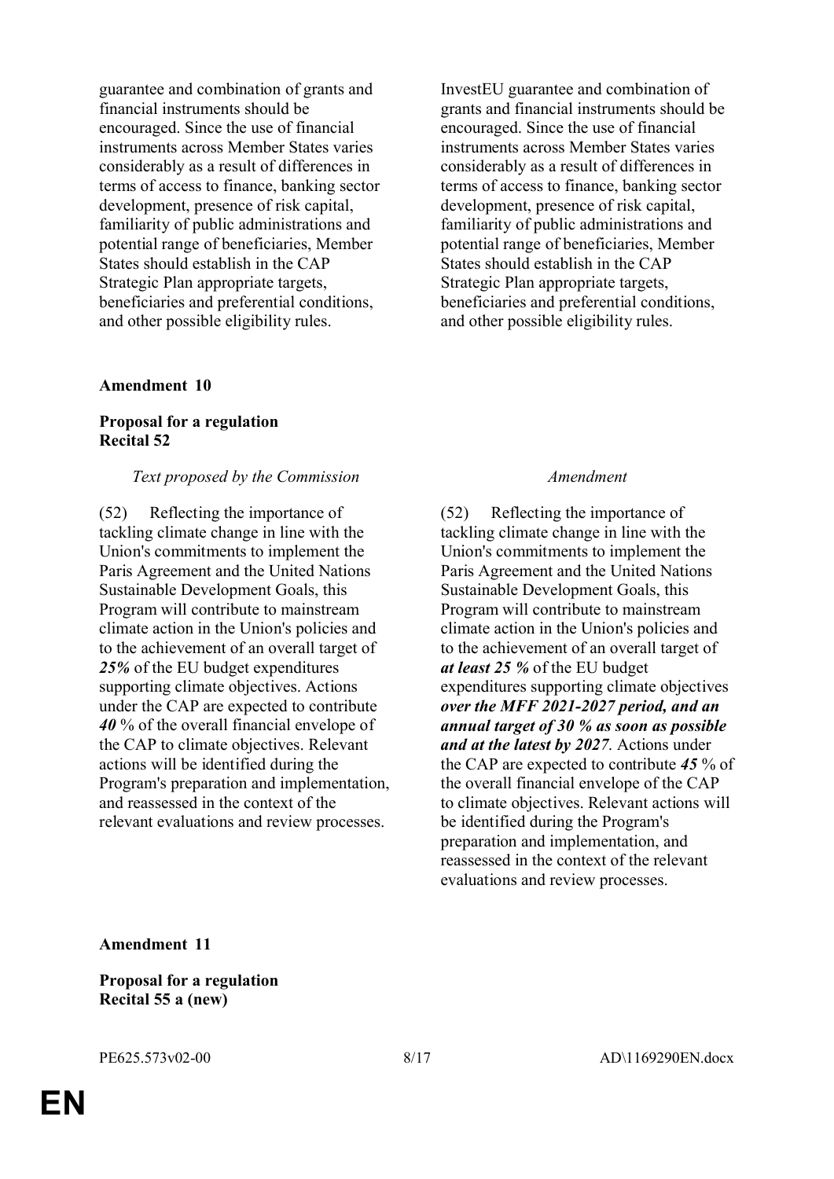| | |
|---|---|
| guarantee and combination of grants and financial instruments should be encouraged. Since the use of financial instruments across Member States varies considerably as a result of differences in terms of access to finance, banking sector development, presence of risk capital, familiarity of public administrations and potential range of beneficiaries, Member States should establish in the CAP Strategic Plan appropriate targets, beneficiaries and preferential conditions, and other possible eligibility rules. | InvestEU guarantee and combination of grants and financial instruments should be encouraged. Since the use of financial instruments across Member States varies considerably as a result of differences in terms of access to finance, banking sector development, presence of risk capital, familiarity of public administrations and potential range of beneficiaries, Member States should establish in the CAP Strategic Plan appropriate targets, beneficiaries and preferential conditions, and other possible eligibility rules. |

**Amendment 10**

**Proposal for a regulation**
**Recital 52**

| *Text proposed by the Commission* | *Amendment* |
|---|---|
| (52) Reflecting the importance of tackling climate change in line with the Union's commitments to implement the Paris Agreement and the United Nations Sustainable Development Goals, this Program will contribute to mainstream climate action in the Union's policies and to the achievement of an overall target of ***25%*** of the EU budget expenditures supporting climate objectives. Actions under the CAP are expected to contribute ***40*** % of the overall financial envelope of the CAP to climate objectives. Relevant actions will be identified during the Program's preparation and implementation, and reassessed in the context of the relevant evaluations and review processes. | (52) Reflecting the importance of tackling climate change in line with the Union's commitments to implement the Paris Agreement and the United Nations Sustainable Development Goals, this Program will contribute to mainstream climate action in the Union's policies and to the achievement of an overall target of ***at least 25 %*** of the EU budget expenditures supporting climate objectives ***over the MFF 2021-2027 period, and an annual target of 30 % as soon as possible and at the latest by 2027***. Actions under the CAP are expected to contribute ***45*** % of the overall financial envelope of the CAP to climate objectives. Relevant actions will be identified during the Program's preparation and implementation, and reassessed in the context of the relevant evaluations and review processes. |

**Amendment 11**

**Proposal for a regulation**
**Recital 55 a (new)**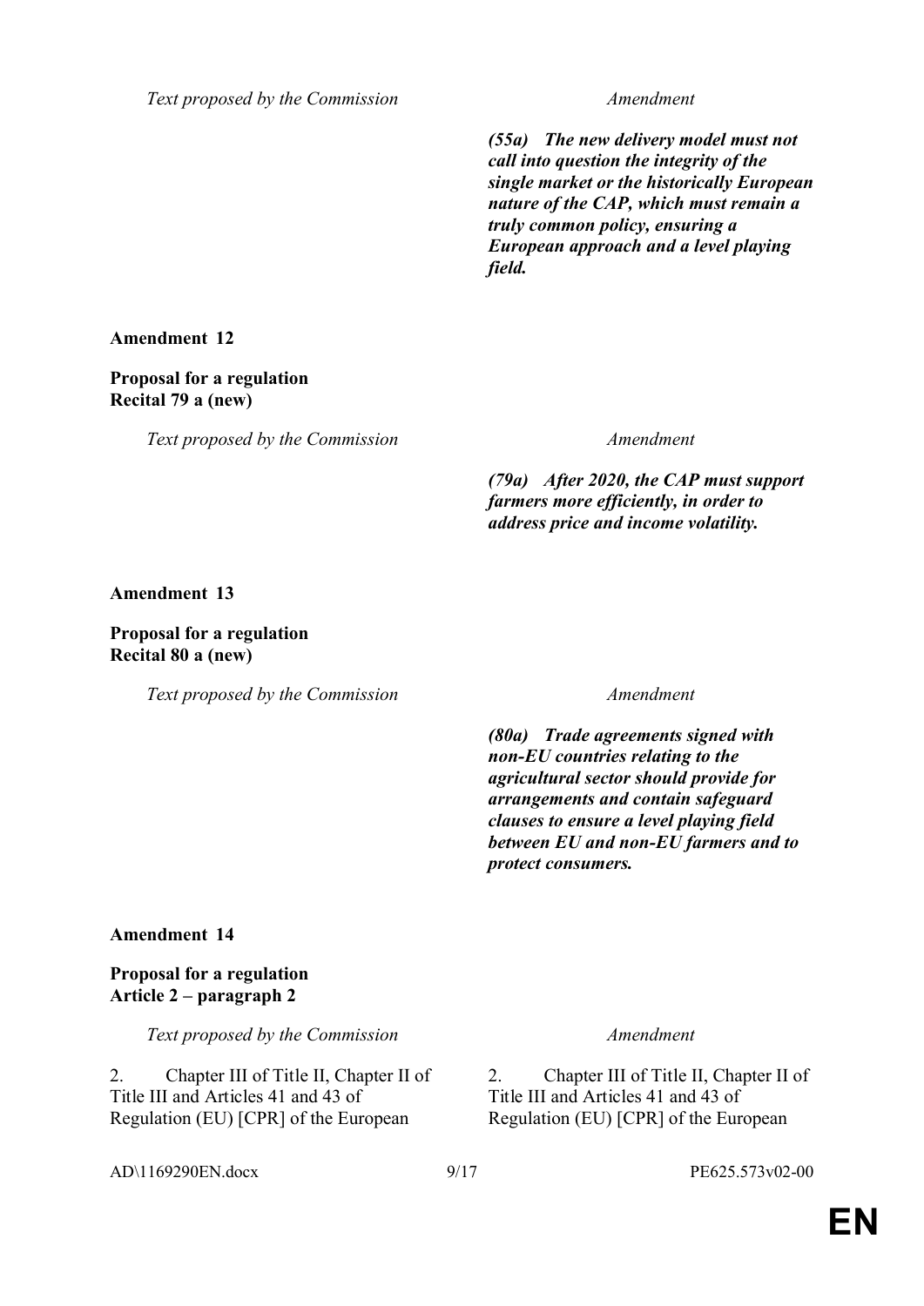| Text proposed by the Commission | Amendment |
|---|---|
| | ***(55a) The new delivery model must not call into question the integrity of the single market or the historically European nature of the CAP, which must remain a truly common policy, ensuring a European approach and a level playing field.*** |

**Amendment 12**

**Proposal for a regulation**
**Recital 79 a (new)**

| Text proposed by the Commission | Amendment |
|---|---|
| | ***(79a) After 2020, the CAP must support farmers more efficiently, in order to address price and income volatility.*** |

**Amendment 13**

**Proposal for a regulation**
**Recital 80 a (new)**

| Text proposed by the Commission | Amendment |
|---|---|
| | ***(80a) Trade agreements signed with non-EU countries relating to the agricultural sector should provide for arrangements and contain safeguard clauses to ensure a level playing field between EU and non-EU farmers and to protect consumers.*** |

**Amendment 14**

**Proposal for a regulation**
**Article 2 – paragraph 2**

| Text proposed by the Commission | Amendment |
|---|---|
| 2. Chapter III of Title II, Chapter II of Title III and Articles 41 and 43 of Regulation (EU) [CPR] of the European | 2. Chapter III of Title II, Chapter II of Title III and Articles 41 and 43 of Regulation (EU) [CPR] of the European |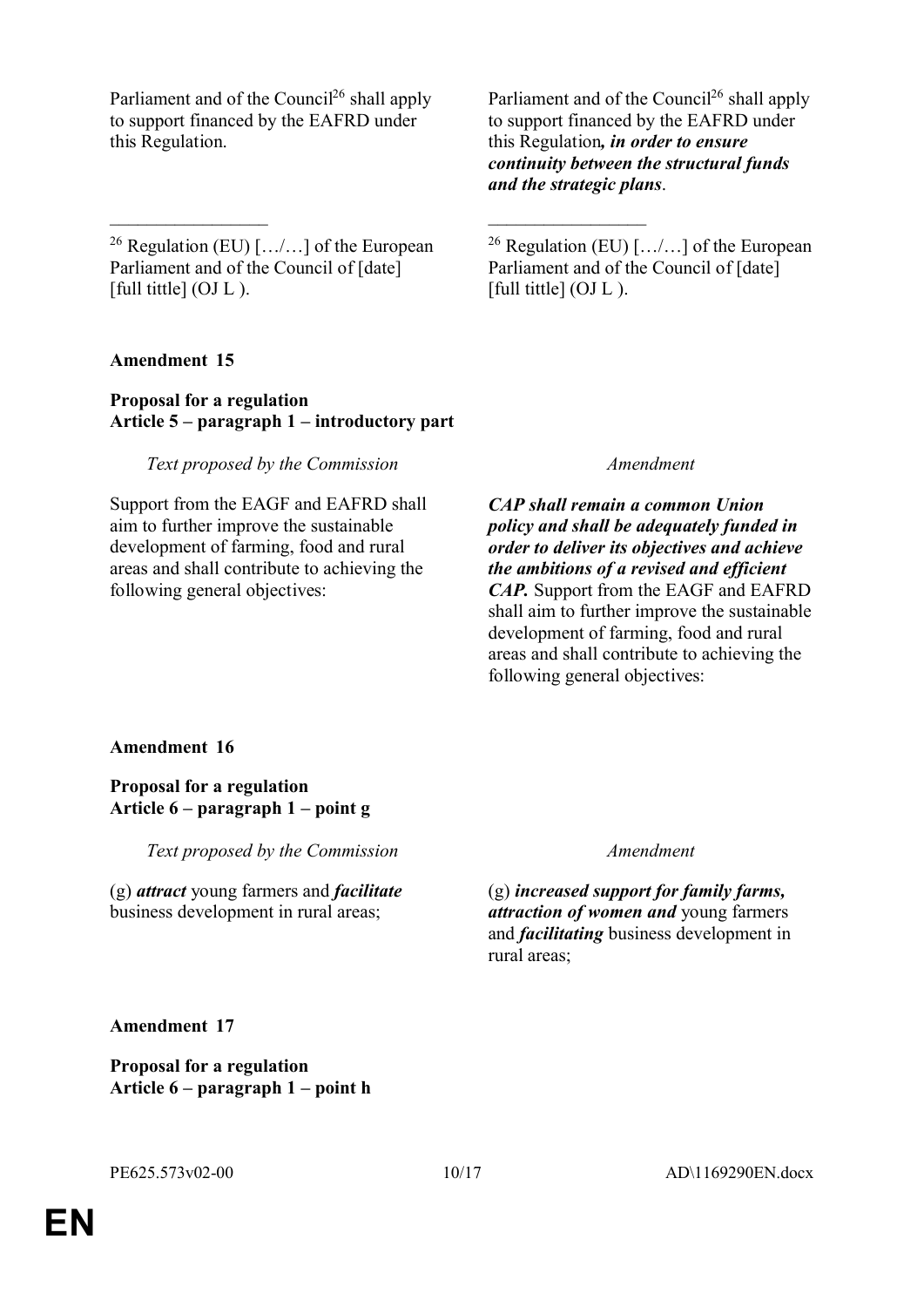| Text proposed by the Commission | Amendment |
|---|---|
| Parliament and of the Council[26] shall apply to support financed by the EAFRD under this Regulation. | Parliament and of the Council[26] shall apply to support financed by the EAFRD under this Regulation*, in order to ensure continuity between the structural funds and the strategic plans*. |
| [26] Regulation (EU) […/…] of the European Parliament and of the Council of [date] [full tittle] (OJ L ). | [26] Regulation (EU) […/…] of the European Parliament and of the Council of [date] [full tittle] (OJ L ). |

**Amendment 15**

**Proposal for a regulation**
**Article 5 – paragraph 1 – introductory part**

| Text proposed by the Commission | Amendment |
|---|---|
| Support from the EAGF and EAFRD shall aim to further improve the sustainable development of farming, food and rural areas and shall contribute to achieving the following general objectives: | ***CAP shall remain a common Union policy and shall be adequately funded in order to deliver its objectives and achieve the ambitions of a revised and efficient CAP.*** Support from the EAGF and EAFRD shall aim to further improve the sustainable development of farming, food and rural areas and shall contribute to achieving the following general objectives: |

**Amendment 16**

**Proposal for a regulation**
**Article 6 – paragraph 1 – point g**

| Text proposed by the Commission | Amendment |
|---|---|
| (g) ***attract*** young farmers and ***facilitate*** business development in rural areas; | (g) ***increased support for family farms, attraction of women and*** young farmers and ***facilitating*** business development in rural areas; |

**Amendment 17**

**Proposal for a regulation**
**Article 6 – paragraph 1 – point h**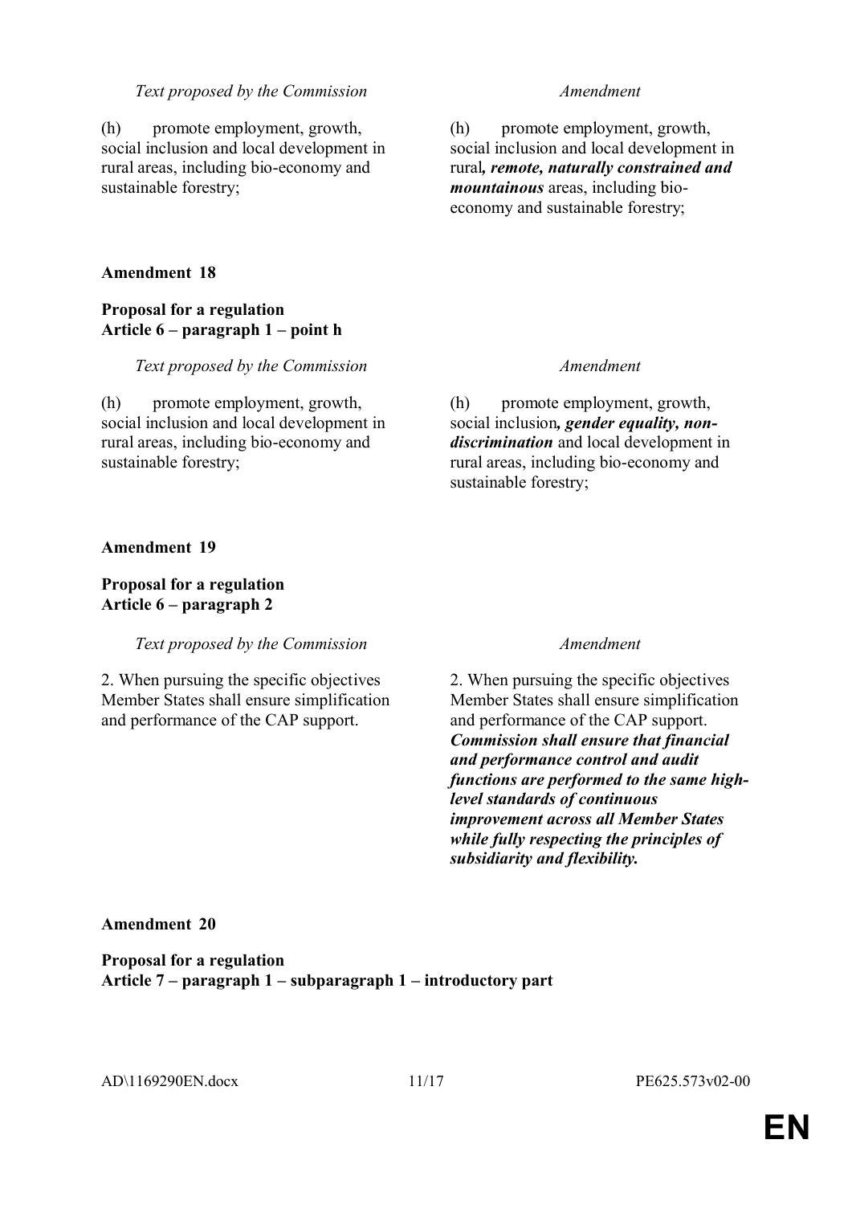| *Text proposed by the Commission* | *Amendment* |
|---|---|
| (h) promote employment, growth, social inclusion and local development in rural areas, including bio-economy and sustainable forestry; | (h) promote employment, growth, social inclusion and local development in rural***, remote, naturally constrained and mountainous*** areas, including bio-economy and sustainable forestry; |

**Amendment 18**

**Proposal for a regulation**
**Article 6 – paragraph 1 – point h**

| *Text proposed by the Commission* | *Amendment* |
|---|---|
| (h) promote employment, growth, social inclusion and local development in rural areas, including bio-economy and sustainable forestry; | (h) promote employment, growth, social inclusion***, gender equality, non-discrimination*** and local development in rural areas, including bio-economy and sustainable forestry; |

**Amendment 19**

**Proposal for a regulation**
**Article 6 – paragraph 2**

| *Text proposed by the Commission* | *Amendment* |
|---|---|
| 2. When pursuing the specific objectives Member States shall ensure simplification and performance of the CAP support. | 2. When pursuing the specific objectives Member States shall ensure simplification and performance of the CAP support. ***Commission shall ensure that financial and performance control and audit functions are performed to the same high-level standards of continuous improvement across all Member States while fully respecting the principles of subsidiarity and flexibility.*** |

**Amendment 20**

**Proposal for a regulation**
**Article 7 – paragraph 1 – subparagraph 1 – introductory part**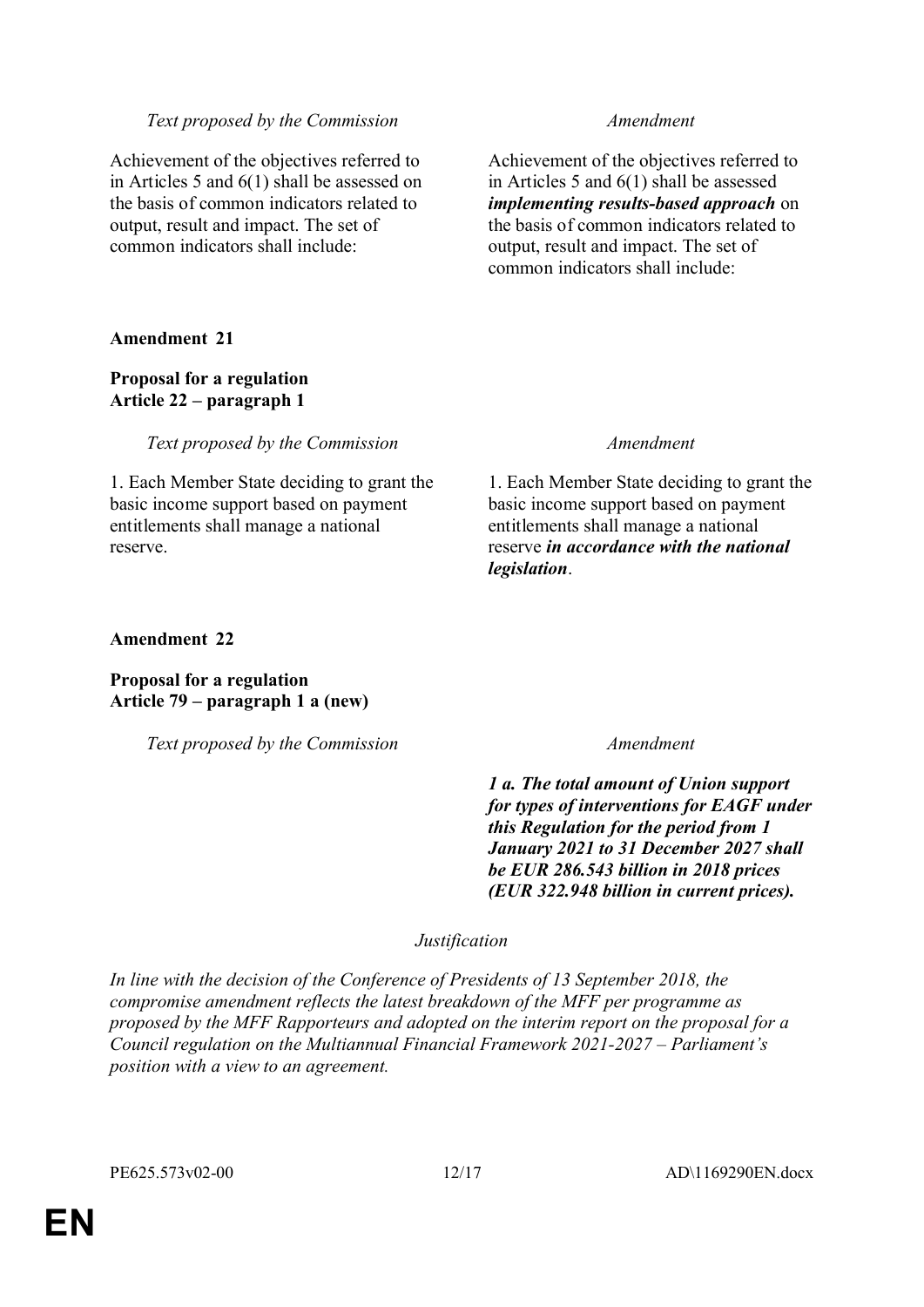| *Text proposed by the Commission* | *Amendment* |
|---|---|
| Achievement of the objectives referred to in Articles 5 and 6(1) shall be assessed on the basis of common indicators related to output, result and impact. The set of common indicators shall include: | Achievement of the objectives referred to in Articles 5 and 6(1) shall be assessed ***implementing results-based approach*** on the basis of common indicators related to output, result and impact. The set of common indicators shall include: |

**Amendment 21**

**Proposal for a regulation**
**Article 22 – paragraph 1**

| *Text proposed by the Commission* | *Amendment* |
|---|---|
| 1. Each Member State deciding to grant the basic income support based on payment entitlements shall manage a national reserve. | 1. Each Member State deciding to grant the basic income support based on payment entitlements shall manage a national reserve ***in accordance with the national legislation***. |

**Amendment 22**

**Proposal for a regulation**
**Article 79 – paragraph 1 a (new)**

| *Text proposed by the Commission* | *Amendment* |
|---|---|
| | ***1 a. The total amount of Union support for types of interventions for EAGF under this Regulation for the period from 1 January 2021 to 31 December 2027 shall be EUR 286.543 billion in 2018 prices (EUR 322.948 billion in current prices).*** |

*Justification*

*In line with the decision of the Conference of Presidents of 13 September 2018, the compromise amendment reflects the latest breakdown of the MFF per programme as proposed by the MFF Rapporteurs and adopted on the interim report on the proposal for a Council regulation on the Multiannual Financial Framework 2021-2027 – Parliament's position with a view to an agreement.*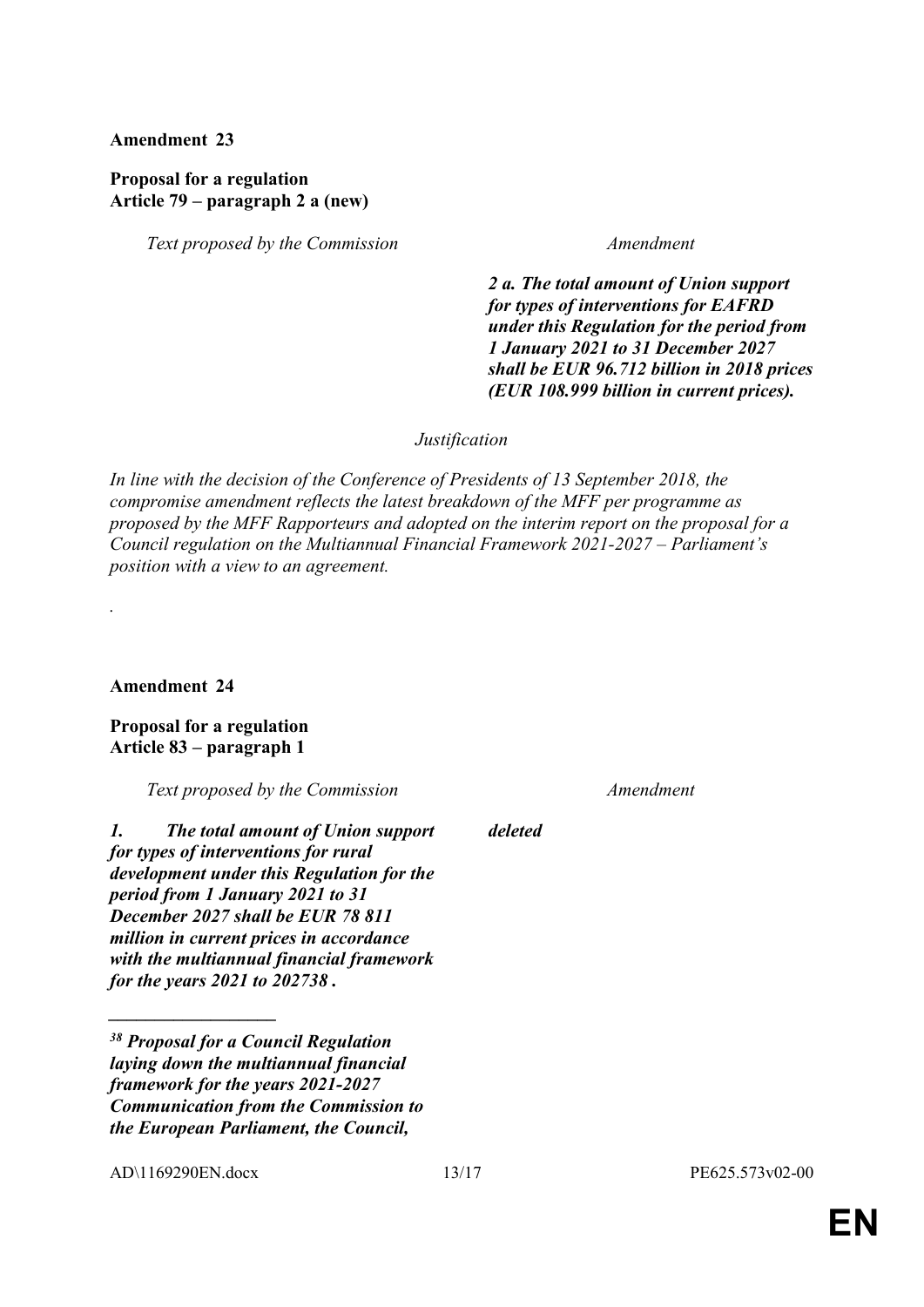**Amendment 23**

**Proposal for a regulation**
**Article 79 – paragraph 2 a (new)**

| *Text proposed by the Commission* | *Amendment* |
|---|---|
| | ***2 a. The total amount of Union support for types of interventions for EAFRD under this Regulation for the period from 1 January 2021 to 31 December 2027 shall be EUR 96.712 billion in 2018 prices (EUR 108.999 billion in current prices).*** |

*Justification*

*In line with the decision of the Conference of Presidents of 13 September 2018, the compromise amendment reflects the latest breakdown of the MFF per programme as proposed by the MFF Rapporteurs and adopted on the interim report on the proposal for a Council regulation on the Multiannual Financial Framework 2021-2027 – Parliament's position with a view to an agreement.*

.

**Amendment 24**

**Proposal for a regulation**
**Article 83 – paragraph 1**

| *Text proposed by the Commission* | *Amendment* |
|---|---|
| ***1. The total amount of Union support for types of interventions for rural development under this Regulation for the period from 1 January 2021 to 31 December 2027 shall be EUR 78 811 million in current prices in accordance with the multiannual financial framework for the years 2021 to 2027[38] .*** | ***deleted*** |

___________________

***[38] Proposal for a Council Regulation laying down the multiannual financial framework for the years 2021-2027 Communication from the Commission to the European Parliament, the Council,***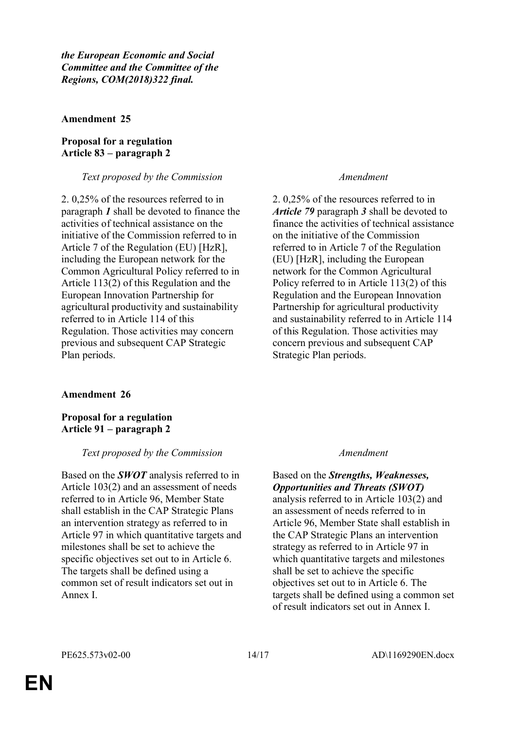***the European Economic and Social Committee and the Committee of the Regions, COM(2018)322 final.***

**Amendment 25**

**Proposal for a regulation**
**Article 83 – paragraph 2**

| *Text proposed by the Commission* | *Amendment* |
|---|---|
| 2. 0,25% of the resources referred to in paragraph ***1*** shall be devoted to finance the activities of technical assistance on the initiative of the Commission referred to in Article 7 of the Regulation (EU) [HzR], including the European network for the Common Agricultural Policy referred to in Article 113(2) of this Regulation and the European Innovation Partnership for agricultural productivity and sustainability referred to in Article 114 of this Regulation. Those activities may concern previous and subsequent CAP Strategic Plan periods. | 2. 0,25% of the resources referred to in ***Article 79*** paragraph ***3*** shall be devoted to finance the activities of technical assistance on the initiative of the Commission referred to in Article 7 of the Regulation (EU) [HzR], including the European network for the Common Agricultural Policy referred to in Article 113(2) of this Regulation and the European Innovation Partnership for agricultural productivity and sustainability referred to in Article 114 of this Regulation. Those activities may concern previous and subsequent CAP Strategic Plan periods. |

**Amendment 26**

**Proposal for a regulation**
**Article 91 – paragraph 2**

| *Text proposed by the Commission* | *Amendment* |
|---|---|
| Based on the ***SWOT*** analysis referred to in Article 103(2) and an assessment of needs referred to in Article 96, Member State shall establish in the CAP Strategic Plans an intervention strategy as referred to in Article 97 in which quantitative targets and milestones shall be set to achieve the specific objectives set out to in Article 6. The targets shall be defined using a common set of result indicators set out in Annex I. | Based on the ***Strengths, Weaknesses, Opportunities and Threats (SWOT)*** analysis referred to in Article 103(2) and an assessment of needs referred to in Article 96, Member State shall establish in the CAP Strategic Plans an intervention strategy as referred to in Article 97 in which quantitative targets and milestones shall be set to achieve the specific objectives set out to in Article 6. The targets shall be defined using a common set of result indicators set out in Annex I. |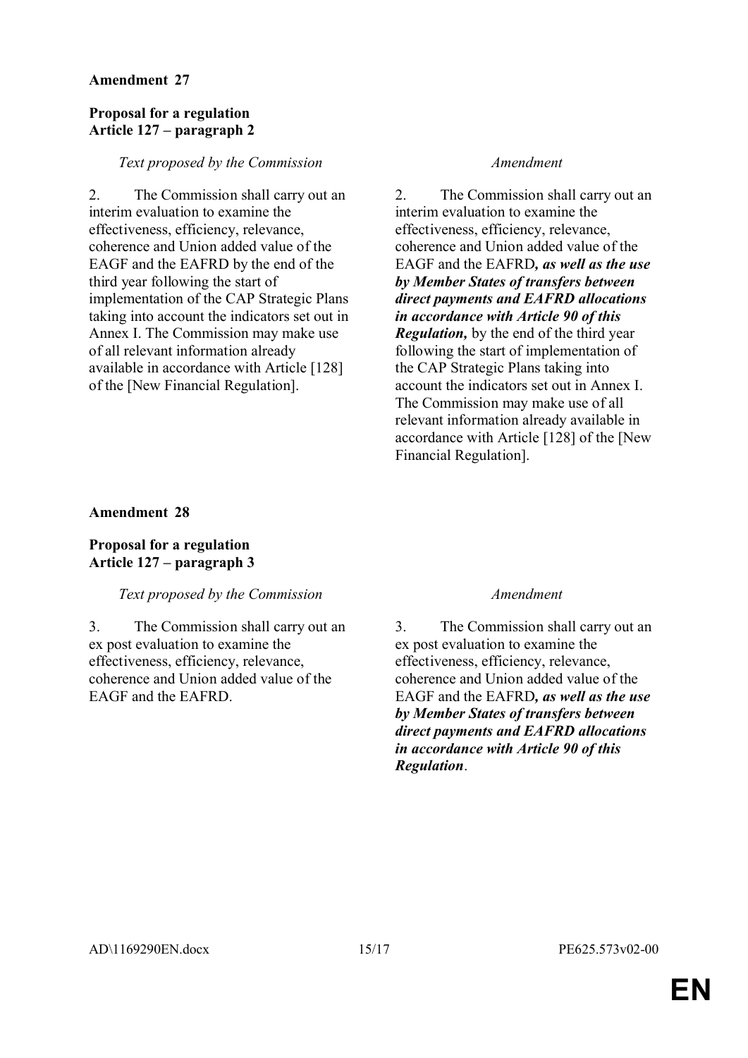**Amendment 27**

**Proposal for a regulation**
**Article 127 – paragraph 2**

| *Text proposed by the Commission* | *Amendment* |
|---|---|
| 2. The Commission shall carry out an interim evaluation to examine the effectiveness, efficiency, relevance, coherence and Union added value of the EAGF and the EAFRD by the end of the third year following the start of implementation of the CAP Strategic Plans taking into account the indicators set out in Annex I. The Commission may make use of all relevant information already available in accordance with Article [128] of the [New Financial Regulation]. | 2. The Commission shall carry out an interim evaluation to examine the effectiveness, efficiency, relevance, coherence and Union added value of the EAGF and the EAFRD***, as well as the use by Member States of transfers between direct payments and EAFRD allocations in accordance with Article 90 of this Regulation,*** by the end of the third year following the start of implementation of the CAP Strategic Plans taking into account the indicators set out in Annex I. The Commission may make use of all relevant information already available in accordance with Article [128] of the [New Financial Regulation]. |

**Amendment 28**

**Proposal for a regulation**
**Article 127 – paragraph 3**

| *Text proposed by the Commission* | *Amendment* |
|---|---|
| 3. The Commission shall carry out an ex post evaluation to examine the effectiveness, efficiency, relevance, coherence and Union added value of the EAGF and the EAFRD. | 3. The Commission shall carry out an ex post evaluation to examine the effectiveness, efficiency, relevance, coherence and Union added value of the EAGF and the EAFRD***, as well as the use by Member States of transfers between direct payments and EAFRD allocations in accordance with Article 90 of this Regulation***. |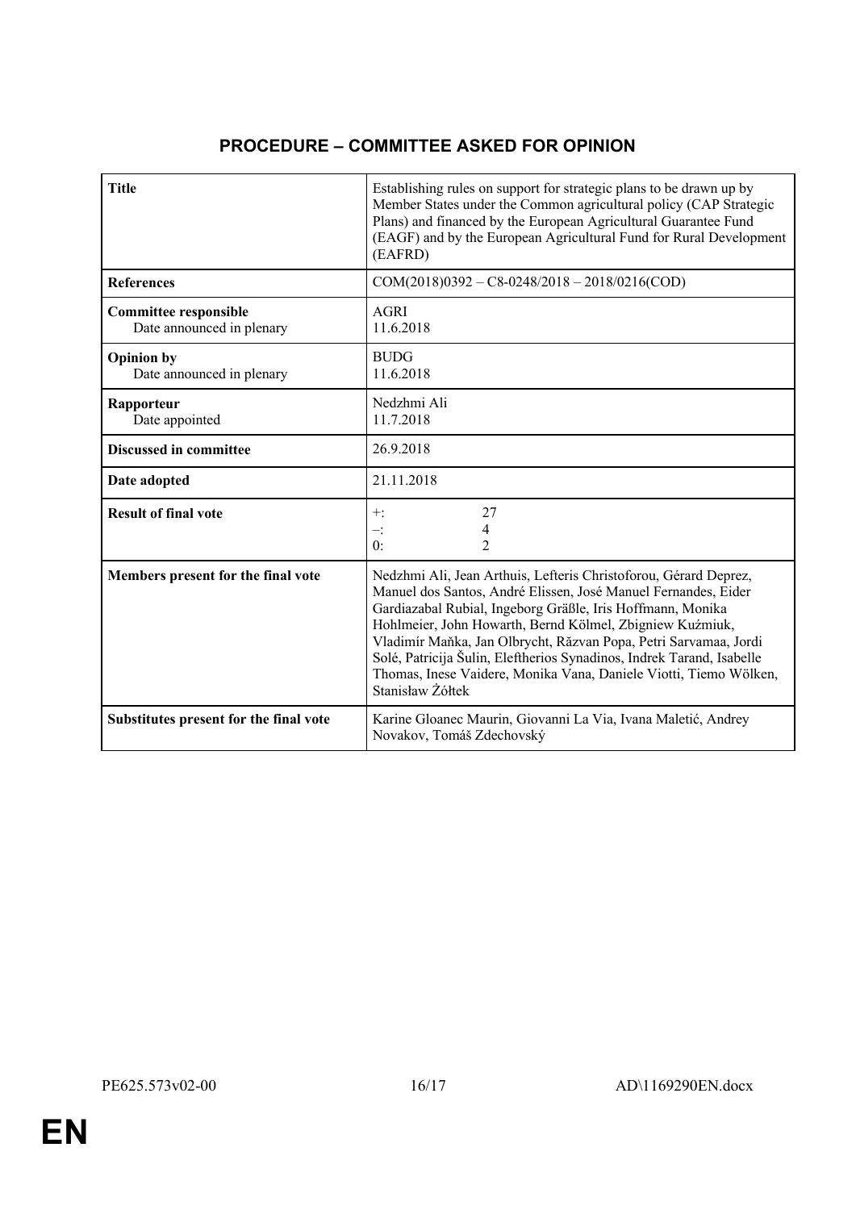## PROCEDURE – COMMITTEE ASKED FOR OPINION

| | |
|---|---|
| **Title** | Establishing rules on support for strategic plans to be drawn up by Member States under the Common agricultural policy (CAP Strategic Plans) and financed by the European Agricultural Guarantee Fund (EAGF) and by the European Agricultural Fund for Rural Development (EAFRD) |
| **References** | COM(2018)0392 – C8-0248/2018 – 2018/0216(COD) |
| **Committee responsible**<br>Date announced in plenary | AGRI<br>11.6.2018 |
| **Opinion by**<br>Date announced in plenary | BUDG<br>11.6.2018 |
| **Rapporteur**<br>Date appointed | Nedzhmi Ali<br>11.7.2018 |
| **Discussed in committee** | 26.9.2018 |
| **Date adopted** | 21.11.2018 |
| **Result of final vote** | +: 27<br>–: 4<br>0: 2 |
| **Members present for the final vote** | Nedzhmi Ali, Jean Arthuis, Lefteris Christoforou, Gérard Deprez, Manuel dos Santos, André Elissen, José Manuel Fernandes, Eider Gardiazabal Rubial, Ingeborg Gräßle, Iris Hoffmann, Monika Hohlmeier, John Howarth, Bernd Kölmel, Zbigniew Kuźmiuk, Vladimír Maňka, Jan Olbrycht, Răzvan Popa, Petri Sarvamaa, Jordi Solé, Patricija Šulin, Eleftherios Synadinos, Indrek Tarand, Isabelle Thomas, Inese Vaidere, Monika Vana, Daniele Viotti, Tiemo Wölken, Stanisław Żółtek |
| **Substitutes present for the final vote** | Karine Gloanec Maurin, Giovanni La Via, Ivana Maletić, Andrey Novakov, Tomáš Zdechovský |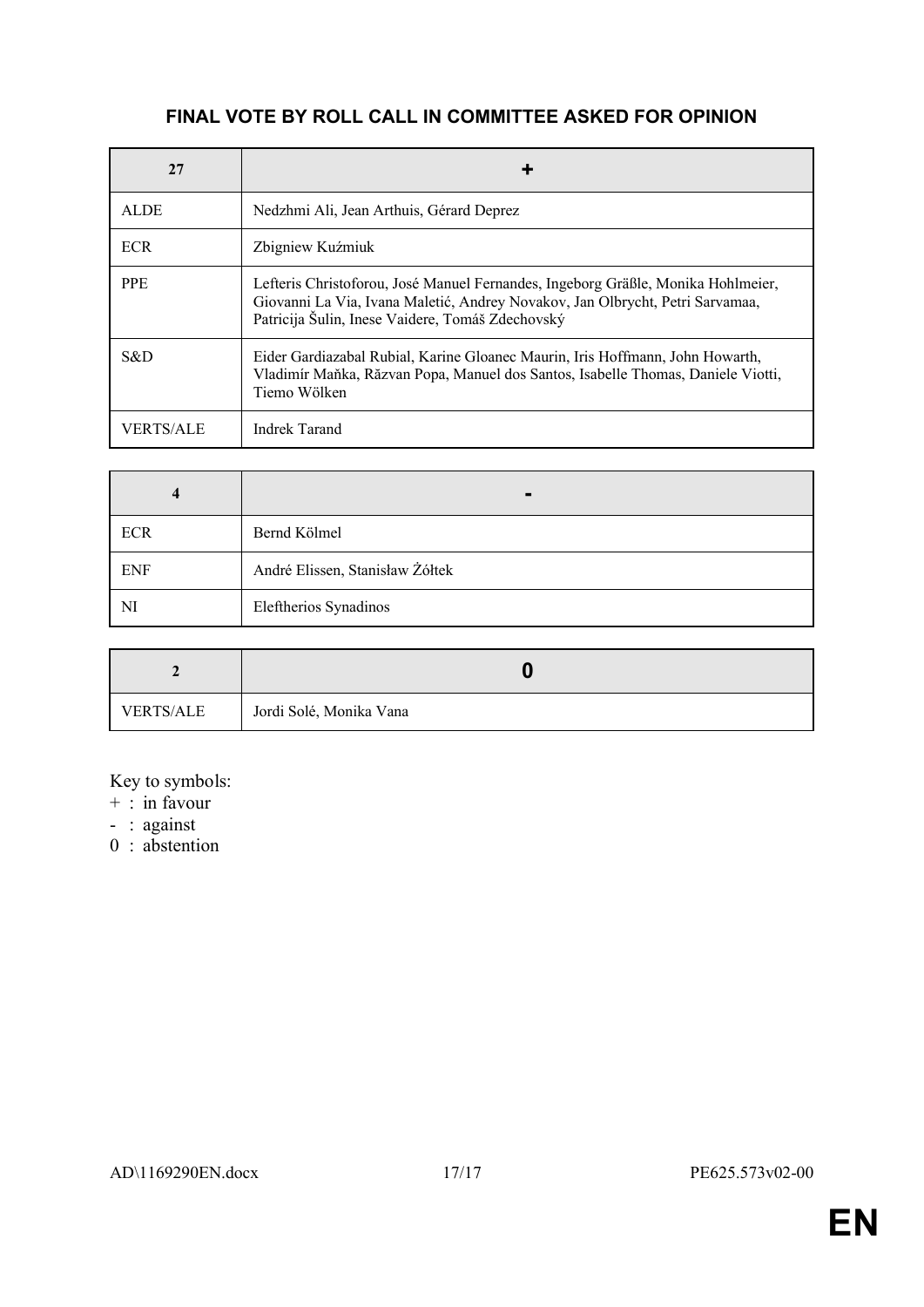## FINAL VOTE BY ROLL CALL IN COMMITTEE ASKED FOR OPINION

| 27 | + |
|---|---|
| ALDE | Nedzhmi Ali, Jean Arthuis, Gérard Deprez |
| ECR | Zbigniew Kuźmiuk |
| PPE | Lefteris Christoforou, José Manuel Fernandes, Ingeborg Gräßle, Monika Hohlmeier, Giovanni La Via, Ivana Maletić, Andrey Novakov, Jan Olbrycht, Petri Sarvamaa, Patricija Šulin, Inese Vaidere, Tomáš Zdechovský |
| S&D | Eider Gardiazabal Rubial, Karine Gloanec Maurin, Iris Hoffmann, John Howarth, Vladimír Maňka, Răzvan Popa, Manuel dos Santos, Isabelle Thomas, Daniele Viotti, Tiemo Wölken |
| VERTS/ALE | Indrek Tarand |

| 4 | - |
|---|---|
| ECR | Bernd Kölmel |
| ENF | André Elissen, Stanisław Żółtek |
| NI | Eleftherios Synadinos |

| 2 | 0 |
|---|---|
| VERTS/ALE | Jordi Solé, Monika Vana |

Key to symbols:
+ : in favour
- : against
0 : abstention